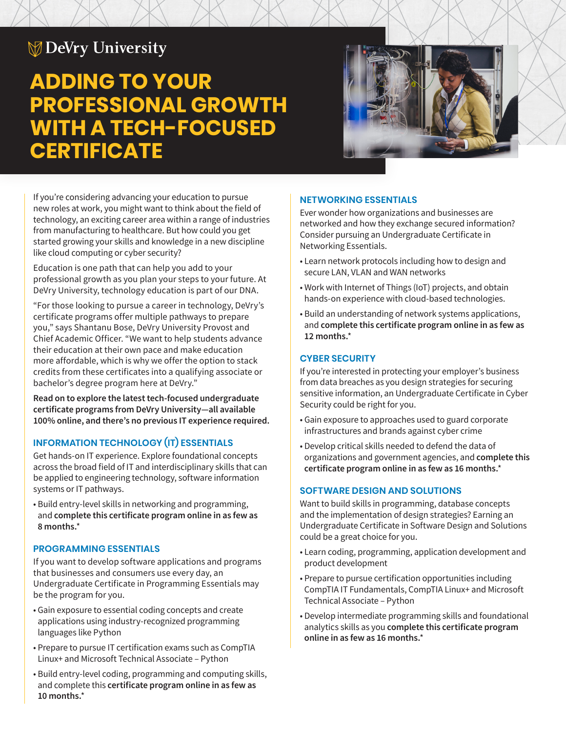DeVry University

# ADDING TO YOUR PROFESSIONAL GROWTH WITH A TECH-FOCUSED CERTIFICATE

If you're considering advancing your education to pursue new roles at work, you might want to think about the field of technology, an exciting career area within a range of industries from manufacturing to healthcare. But how could you get started growing your skills and knowledge in a new discipline like cloud computing or cyber security?

Education is one path that can help you add to your professional growth as you plan your steps to your future. At DeVry University, technology education is part of our DNA.

"For those looking to pursue a career in technology, DeVry's certificate programs offer multiple pathways to prepare you," says Shantanu Bose, DeVry University Provost and Chief Academic Officer. "We want to help students advance their education at their own pace and make education more affordable, which is why we offer the option to stack credits from these certificates into a qualifying associate or bachelor's degree program here at DeVry."

**Read on to explore the latest tech-focused undergraduate certificate programs from DeVry University—all available 100% online, and there's no previous IT experience required.**

## INFORMATION TECHNOLOGY (IT) ESSENTIALS

Get hands-on IT experience. Explore foundational concepts across the broad field of IT and interdisciplinary skills that can be applied to engineering technology, software information systems or IT pathways.

- Build entry-level skills in networking and programming, and **complete this certificate program online in as few as 8 months.***

## PROGRAMMING ESSENTIALS

If you want to develop software applications and programs that businesses and consumers use every day, an Undergraduate Certificate in Programming Essentials may be the program for you.

- Gain exposure to essential coding concepts and create applications using industry-recognized programming languages like Python
- Prepare to pursue IT certification exams such as CompTIA Linux+ and Microsoft Technical Associate – Python
- Build entry-level coding, programming and computing skills, and complete this **certificate program online in as few as 10 months.***

## NETWORKING ESSENTIALS

Ever wonder how organizations and businesses are networked and how they exchange secured information? Consider pursuing an Undergraduate Certificate in Networking Essentials.

- Learn network protocols including how to design and secure LAN, VLAN and WAN networks
- Work with Internet of Things (IoT) projects, and obtain hands-on experience with cloud-based technologies.
- Build an understanding of network systems applications, and **complete this certificate program online in as few as 12 months.***

## CYBER SECURITY

If you're interested in protecting your employer's business from data breaches as you design strategies for securing sensitive information, an Undergraduate Certificate in Cyber Security could be right for you.

- Gain exposure to approaches used to guard corporate infrastructures and brands against cyber crime
- Develop critical skills needed to defend the data of organizations and government agencies, and **complete this certificate program online in as few as 16 months.***

## SOFTWARE DESIGN AND SOLUTIONS

Want to build skills in programming, database concepts and the implementation of design strategies? Earning an Undergraduate Certificate in Software Design and Solutions could be a great choice for you.

- Learn coding, programming, application development and product development
- Prepare to pursue certification opportunities including CompTIA IT Fundamentals, CompTIA Linux+ and Microsoft Technical Associate – Python
- Develop intermediate programming skills and foundational analytics skills as you **complete this certificate program online in as few as 16 months.***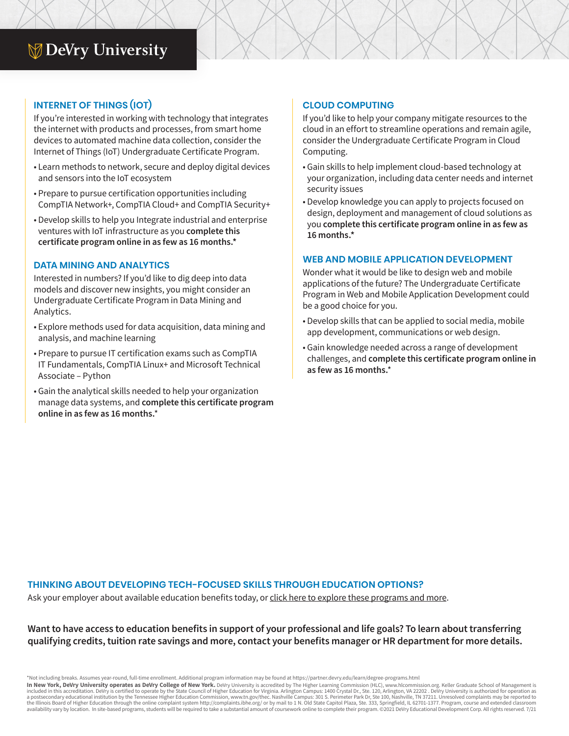## INTERNET OF THINGS (IOT)

If you're interested in working with technology that integrates the internet with products and processes, from smart home devices to automated machine data collection, consider the Internet of Things (IoT) Undergraduate Certificate Program.

- Learn methods to network, secure and deploy digital devices and sensors into the IoT ecosystem
- Prepare to pursue certification opportunities including CompTIA Network+, CompTIA Cloud+ and CompTIA Security+
- Develop skills to help you Integrate industrial and enterprise ventures with IoT infrastructure as you **complete this certificate program online in as few as 16 months.***

## DATA MINING AND ANALYTICS

Interested in numbers? If you'd like to dig deep into data models and discover new insights, you might consider an Undergraduate Certificate Program in Data Mining and Analytics.

- Explore methods used for data acquisition, data mining and analysis, and machine learning
- Prepare to pursue IT certification exams such as CompTIA IT Fundamentals, CompTIA Linux+ and Microsoft Technical Associate – Python
- Gain the analytical skills needed to help your organization manage data systems, and **complete this certificate program online in as few as 16 months.***

## CLOUD COMPUTING

If you'd like to help your company mitigate resources to the cloud in an effort to streamline operations and remain agile, consider the Undergraduate Certificate Program in Cloud Computing.

- Gain skills to help implement cloud-based technology at your organization, including data center needs and internet security issues
- Develop knowledge you can apply to projects focused on design, deployment and management of cloud solutions as you **complete this certificate program online in as few as 16 months.***

## WEB AND MOBILE APPLICATION DEVELOPMENT

Wonder what it would be like to design web and mobile applications of the future? The Undergraduate Certificate Program in Web and Mobile Application Development could be a good choice for you.

- Develop skills that can be applied to social media, mobile app development, communications or web design.
- Gain knowledge needed across a range of development challenges, and **complete this certificate program online in as few as 16 months.***

## THINKING ABOUT DEVELOPING TECH-FOCUSED SKILLS THROUGH EDUCATION OPTIONS?

Ask your employer about available education benefits today, or click here to explore these programs and more.

**Want to have access to education benefits in support of your professional and life goals? To learn about transferring qualifying credits, tuition rate savings and more, contact your benefits manager or HR department for more details.**

*Not including breaks. Assumes year-round, full-time enrollment. Additional program information may be found at https://partner.devry.edu/learn/degree-programs.html

**In New York, DeVry University operates as DeVry College of New York.** DeVry University is accredited by The Higher Learning Commission (HLC), www.hlcommission.org. Keller Graduate School of Management is included in this accreditation. DeVry is certified to operate by the State Council of Higher Education for Virginia. Arlington Campus: 1400 Crystal Dr., Ste. 120, Arlington, VA 22202 . DeVry University is authorized for operation as a postsecondary educational institution by the Tennessee Higher Education Commission, www.tn.gov/thec. Nashville Campus: 301 S. Perimeter Park Dr, Ste 100, Nashville, TN 37211. Unresolved complaints may be reported to the Illinois Board of Higher Education through the online complaint system http://complaints.ibhe.org/ or by mail to 1 N. Old State Capitol Plaza, Ste. 333, Springfield, IL 62701-1377. Program, course and extended classroom availability vary by location. In site-based programs, students will be required to take a substantial amount of coursework online to complete their program. ©2021 DeVry Educational Development Corp. All rights reserved. 7/21